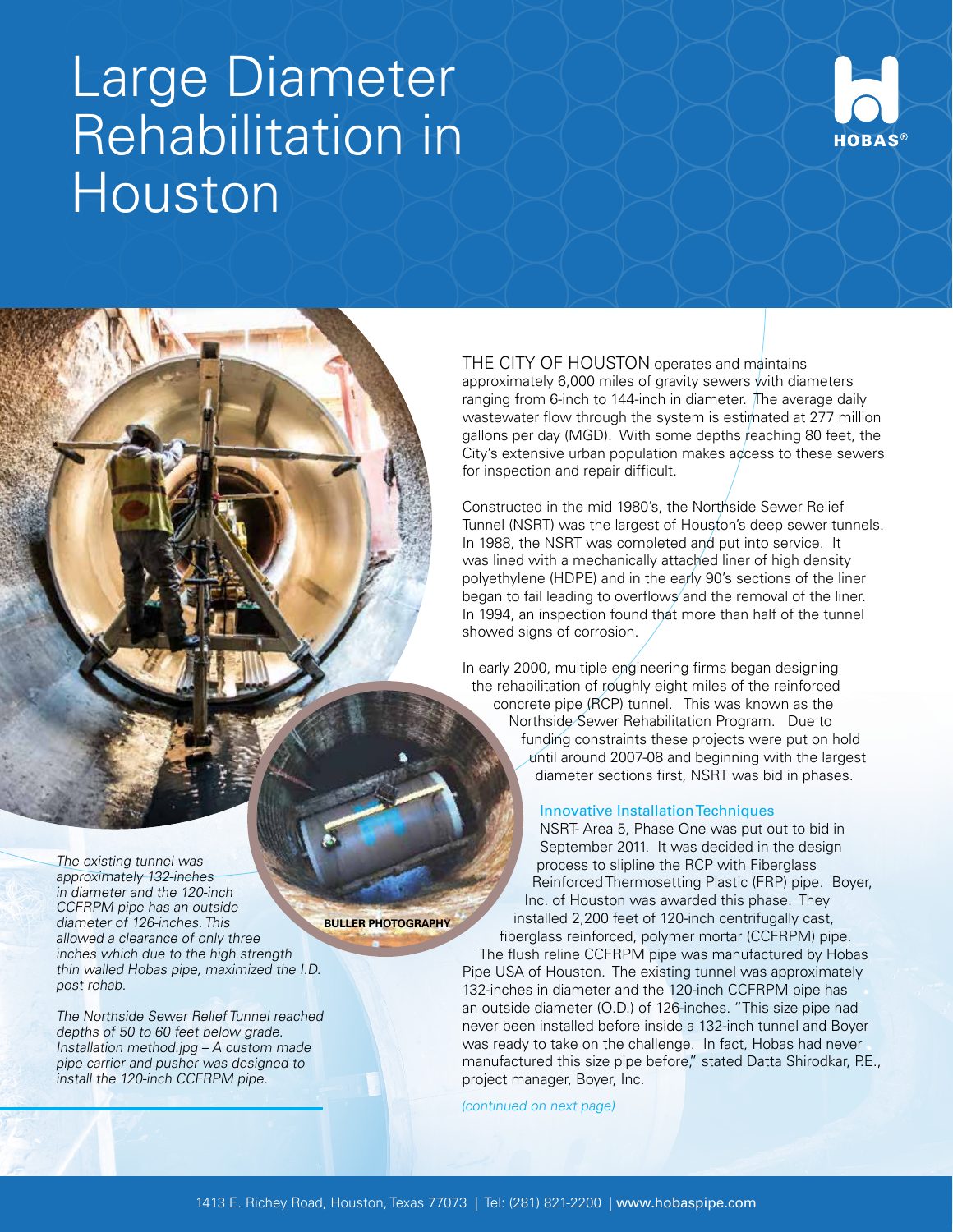# Large Diameter Rehabilitation in Houston

HOBAS®

THE CITY OF HOUSTON operates and maintains approximately 6,000 miles of gravity sewers with diameters ranging from 6-inch to 144-inch in diameter. The average daily wastewater flow through the system is estimated at 277 million gallons per day (MGD). With some depths reaching 80 feet, the City's extensive urban population makes access to these sewers for inspection and repair difficult.

Constructed in the mid 1980's, the Northside Sewer Relief Tunnel (NSRT) was the largest of Houston's deep sewer tunnels. In 1988, the NSRT was completed and put into service. It was lined with a mechanically attached liner of high density polyethylene (HDPE) and in the early 90's sections of the liner began to fail leading to overflows and the removal of the liner. In 1994, an inspection found that more than half of the tunnel showed signs of corrosion.

In early 2000, multiple engineering firms began designing the rehabilitation of roughly eight miles of the reinforced concrete pipe (RCP) tunnel. This was known as the Northside Sewer Rehabilitation Program. Due to funding constraints these projects were put on hold until around 2007-08 and beginning with the largest diameter sections first, NSRT was bid in phases.

## Innovative Installation Techniques

NSRT- Area 5, Phase One was put out to bid in September 2011. It was decided in the design process to slipline the RCP with Fiberglass Reinforced Thermosetting Plastic (FRP) pipe. Boyer, Inc. of Houston was awarded this phase. They installed 2,200 feet of 120-inch centrifugally cast, fiberglass reinforced, polymer mortar (CCFRPM) pipe. The flush reline CCFRPM pipe was manufactured by Hobas Pipe USA of Houston. The existing tunnel was approximately 132-inches in diameter and the 120-inch CCFRPM pipe has an outside diameter (O.D.) of 126-inches. "This size pipe had never been installed before inside a 132-inch tunnel and Boyer was ready to take on the challenge. In fact, Hobas had never manufactured this size pipe before," stated Datta Shirodkar, P.E., project manager, Boyer, Inc.

*(continued on next page)*

BULLER PHOTOGRAPHY

*The existing tunnel was approximately 132-inches in diameter and the 120-inch CCFRPM pipe has an outside diameter of 126-inches. This allowed a clearance of only three inches which due to the high strength thin walled Hobas pipe, maximized the I.D. post rehab.*

*The Northside Sewer Relief Tunnel reached depths of 50 to 60 feet below grade. Installation method.jpg – A custom made pipe carrier and pusher was designed to install the 120-inch CCFRPM pipe.*

1413 E. Richey Road, Houston, Texas 77073 | Tel: (281) 821-2200 | www.hobaspipe.com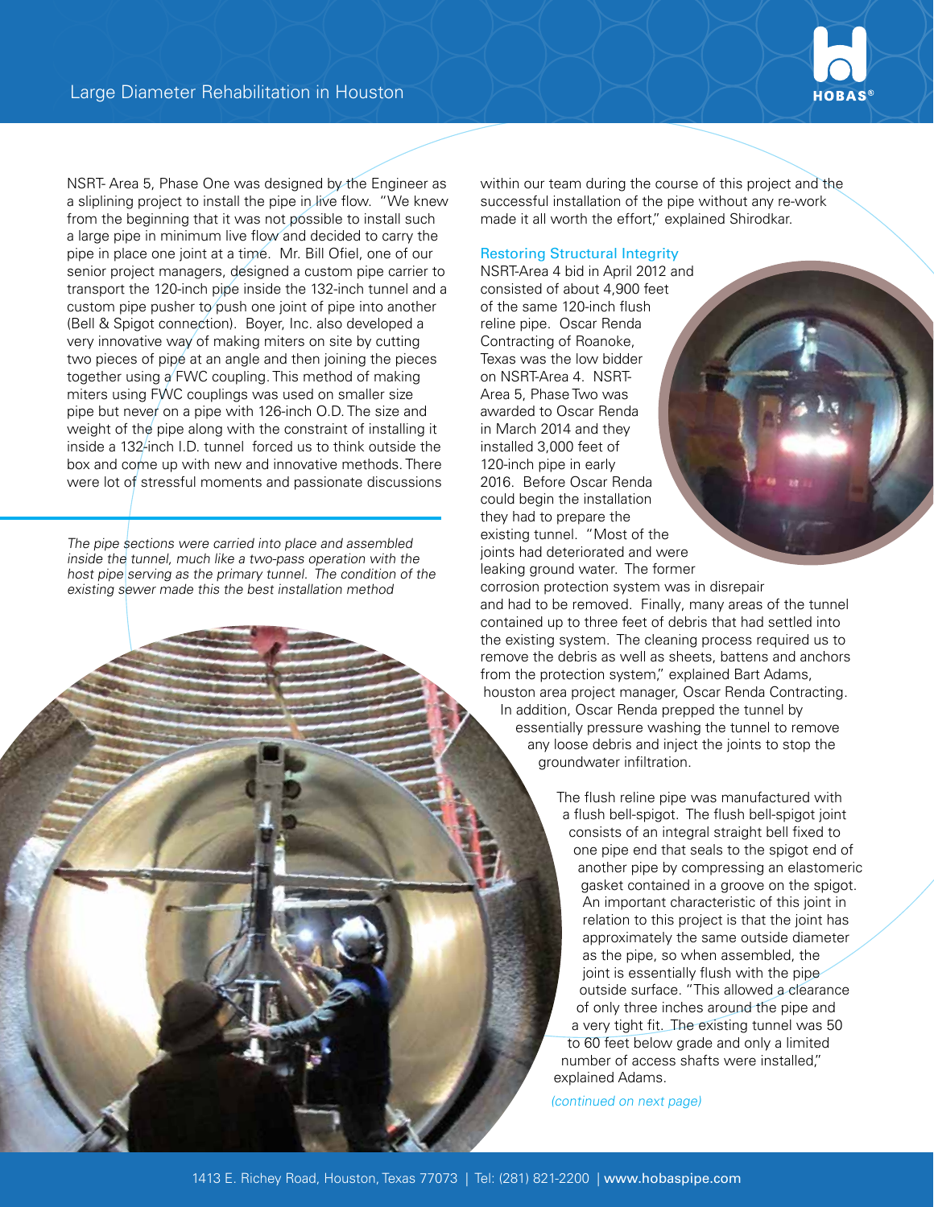NSRT- Area 5, Phase One was designed by the Engineer as a sliplining project to install the pipe in live flow. "We knew from the beginning that it was not possible to install such a large pipe in minimum live flow and decided to carry the pipe in place one joint at a time. Mr. Bill Ofiel, one of our senior project managers, designed a custom pipe carrier to transport the 120-inch pipe inside the 132-inch tunnel and a custom pipe pusher to push one joint of pipe into another (Bell & Spigot connection). Boyer, Inc. also developed a very innovative way of making miters on site by cutting two pieces of pipe at an angle and then joining the pieces together using a FWC coupling. This method of making miters using FWC couplings was used on smaller size pipe but never on a pipe with 126-inch O.D. The size and weight of the pipe along with the constraint of installing it inside a 132-inch I.D. tunnel forced us to think outside the box and come up with new and innovative methods. There were lot of stressful moments and passionate discussions within our team during the course of this project and the successful installation of the pipe without any re-work made it all worth the effort," explained Shirodkar.

*The pipe sections were carried into place and assembled inside the tunnel, much like a two-pass operation with the host pipe serving as the primary tunnel. The condition of the existing sewer made this the best installation method*

## Restoring Structural Integrity

NSRT-Area 4 bid in April 2012 and consisted of about 4,900 feet of the same 120-inch flush reline pipe. Oscar Renda Contracting of Roanoke, Texas was the low bidder on NSRT-Area 4. NSRT-Area 5, Phase Two was awarded to Oscar Renda in March 2014 and they installed 3,000 feet of 120-inch pipe in early 2016. Before Oscar Renda could begin the installation they had to prepare the existing tunnel. "Most of the joints had deteriorated and were leaking ground water. The former corrosion protection system was in disrepair and had to be removed. Finally, many areas of the tunnel contained up to three feet of debris that had settled into the existing system. The cleaning process required us to remove the debris as well as sheets, battens and anchors from the protection system," explained Bart Adams, houston area project manager, Oscar Renda Contracting. In addition, Oscar Renda prepped the tunnel by essentially pressure washing the tunnel to remove any loose debris and inject the joints to stop the groundwater infiltration.

The flush reline pipe was manufactured with a flush bell-spigot. The flush bell-spigot joint consists of an integral straight bell fixed to one pipe end that seals to the spigot end of another pipe by compressing an elastomeric gasket contained in a groove on the spigot. An important characteristic of this joint in relation to this project is that the joint has approximately the same outside diameter as the pipe, so when assembled, the joint is essentially flush with the pipe outside surface. "This allowed a clearance of only three inches around the pipe and a very tight fit. The existing tunnel was 50 to 60 feet below grade and only a limited number of access shafts were installed," explained Adams.

*(continued on next page)*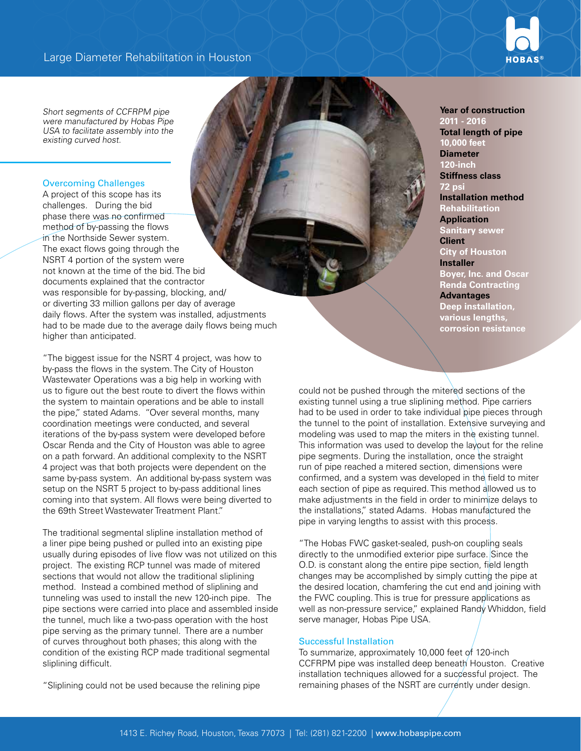*Short segments of CCFRPM pipe were manufactured by Hobas Pipe USA to facilitate assembly into the existing curved host.*

**Year of construction**
**2011 - 2016**
**Total length of pipe**
**10,000 feet**
**Diameter**
**120-inch**
**Stiffness class**
**72 psi**
**Installation method**
**Rehabilitation**
**Application**
**Sanitary sewer**
**Client**
**City of Houston**
**Installer**
**Boyer, Inc. and Oscar Renda Contracting**
**Advantages**
**Deep installation, various lengths, corrosion resistance**

## Overcoming Challenges

A project of this scope has its challenges. During the bid phase there was no confirmed method of by-passing the flows in the Northside Sewer system. The exact flows going through the NSRT 4 portion of the system were not known at the time of the bid. The bid documents explained that the contractor was responsible for by-passing, blocking, and/or diverting 33 million gallons per day of average daily flows. After the system was installed, adjustments had to be made due to the average daily flows being much higher than anticipated.

"The biggest issue for the NSRT 4 project, was how to by-pass the flows in the system. The City of Houston Wastewater Operations was a big help in working with us to figure out the best route to divert the flows within the system to maintain operations and be able to install the pipe," stated Adams. "Over several months, many coordination meetings were conducted, and several iterations of the by-pass system were developed before Oscar Renda and the City of Houston was able to agree on a path forward. An additional complexity to the NSRT 4 project was that both projects were dependent on the same by-pass system. An additional by-pass system was setup on the NSRT 5 project to by-pass additional lines coming into that system. All flows were being diverted to the 69th Street Wastewater Treatment Plant."

The traditional segmental slipline installation method of a liner pipe being pushed or pulled into an existing pipe usually during episodes of live flow was not utilized on this project. The existing RCP tunnel was made of mitered sections that would not allow the traditional sliplining method. Instead a combined method of sliplining and tunneling was used to install the new 120-inch pipe. The pipe sections were carried into place and assembled inside the tunnel, much like a two-pass operation with the host pipe serving as the primary tunnel. There are a number of curves throughout both phases; this along with the condition of the existing RCP made traditional segmental sliplining difficult.

"Sliplining could not be used because the relining pipe could not be pushed through the mitered sections of the existing tunnel using a true sliplining method. Pipe carriers had to be used in order to take individual pipe pieces through the tunnel to the point of installation. Extensive surveying and modeling was used to map the miters in the existing tunnel. This information was used to develop the layout for the reline pipe segments. During the installation, once the straight run of pipe reached a mitered section, dimensions were confirmed, and a system was developed in the field to miter each section of pipe as required. This method allowed us to make adjustments in the field in order to minimize delays to the installations," stated Adams. Hobas manufactured the pipe in varying lengths to assist with this process.

"The Hobas FWC gasket-sealed, push-on coupling seals directly to the unmodified exterior pipe surface. Since the O.D. is constant along the entire pipe section, field length changes may be accomplished by simply cutting the pipe at the desired location, chamfering the cut end and joining with the FWC coupling. This is true for pressure applications as well as non-pressure service," explained Randy Whiddon, field serve manager, Hobas Pipe USA.

## Successful Installation

To summarize, approximately 10,000 feet of 120-inch CCFRPM pipe was installed deep beneath Houston. Creative installation techniques allowed for a successful project. The remaining phases of the NSRT are currently under design.